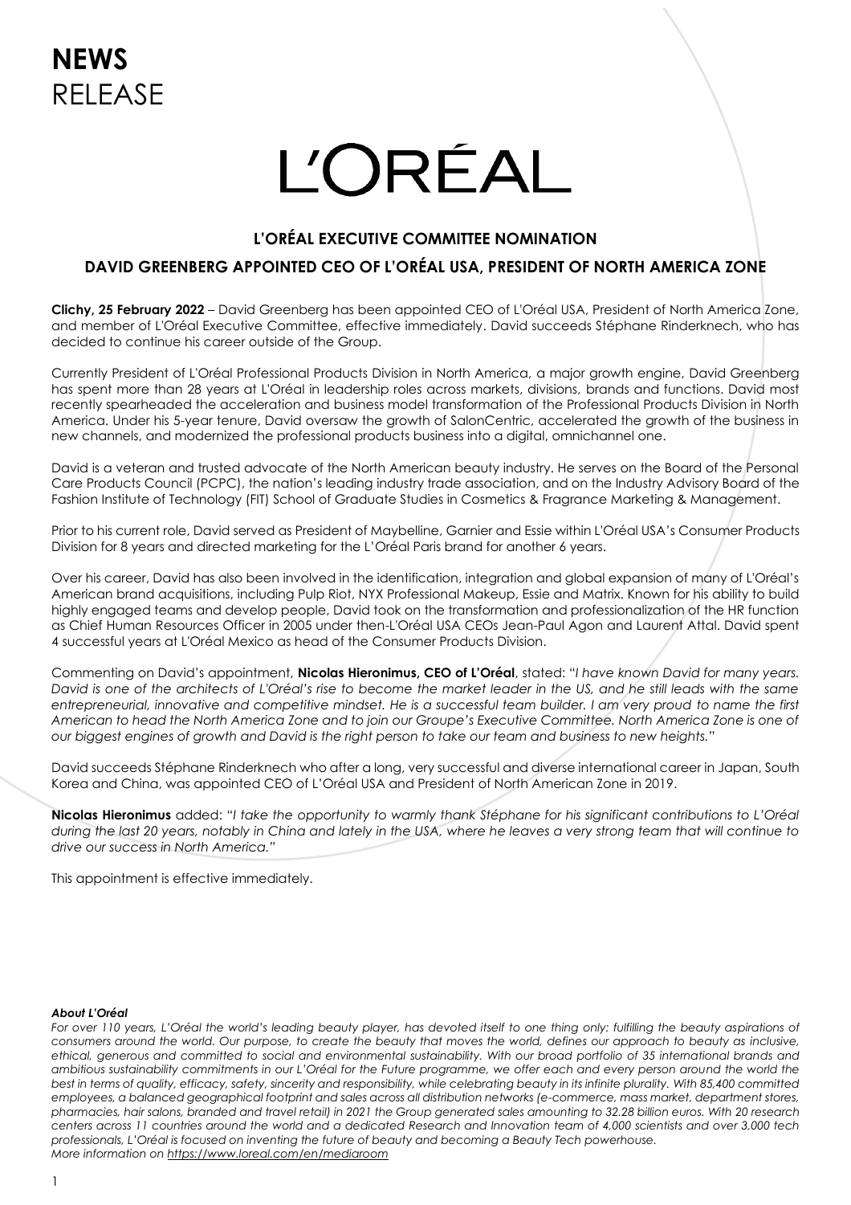# NEWS
RELEASE

L'ORÉAL

## L'ORÉAL EXECUTIVE COMMITTEE NOMINATION

## DAVID GREENBERG APPOINTED CEO OF L'ORÉAL USA, PRESIDENT OF NORTH AMERICA ZONE

**Clichy, 25 February 2022** – David Greenberg has been appointed CEO of L'Oréal USA, President of North America Zone, and member of L'Oréal Executive Committee, effective immediately. David succeeds Stéphane Rinderknech, who has decided to continue his career outside of the Group.

Currently President of L'Oréal Professional Products Division in North America, a major growth engine, David Greenberg has spent more than 28 years at L'Oréal in leadership roles across markets, divisions, brands and functions. David most recently spearheaded the acceleration and business model transformation of the Professional Products Division in North America. Under his 5-year tenure, David oversaw the growth of SalonCentric, accelerated the growth of the business in new channels, and modernized the professional products business into a digital, omnichannel one.

David is a veteran and trusted advocate of the North American beauty industry. He serves on the Board of the Personal Care Products Council (PCPC), the nation's leading industry trade association, and on the Industry Advisory Board of the Fashion Institute of Technology (FIT) School of Graduate Studies in Cosmetics & Fragrance Marketing & Management.

Prior to his current role, David served as President of Maybelline, Garnier and Essie within L'Oréal USA's Consumer Products Division for 8 years and directed marketing for the L'Oréal Paris brand for another 6 years.

Over his career, David has also been involved in the identification, integration and global expansion of many of L'Oréal's American brand acquisitions, including Pulp Riot, NYX Professional Makeup, Essie and Matrix. Known for his ability to build highly engaged teams and develop people, David took on the transformation and professionalization of the HR function as Chief Human Resources Officer in 2005 under then-L'Oréal USA CEOs Jean-Paul Agon and Laurent Attal. David spent 4 successful years at L'Oréal Mexico as head of the Consumer Products Division.

Commenting on David's appointment, **Nicolas Hieronimus, CEO of L'Oréal**, stated: "*I have known David for many years. David is one of the architects of L'Oréal's rise to become the market leader in the US, and he still leads with the same entrepreneurial, innovative and competitive mindset. He is a successful team builder. I am very proud to name the first American to head the North America Zone and to join our Groupe's Executive Committee. North America Zone is one of our biggest engines of growth and David is the right person to take our team and business to new heights.*"

David succeeds Stéphane Rinderknech who after a long, very successful and diverse international career in Japan, South Korea and China, was appointed CEO of L'Oréal USA and President of North American Zone in 2019.

**Nicolas Hieronimus** added: "*I take the opportunity to warmly thank Stéphane for his significant contributions to L'Oréal during the last 20 years, notably in China and lately in the USA, where he leaves a very strong team that will continue to drive our success in North America.*"

This appointment is effective immediately.

***About L'Oréal***

*For over 110 years, L'Oréal the world's leading beauty player, has devoted itself to one thing only: fulfilling the beauty aspirations of consumers around the world. Our purpose, to create the beauty that moves the world, defines our approach to beauty as inclusive, ethical, generous and committed to social and environmental sustainability. With our broad portfolio of 35 international brands and ambitious sustainability commitments in our L'Oréal for the Future programme, we offer each and every person around the world the best in terms of quality, efficacy, safety, sincerity and responsibility, while celebrating beauty in its infinite plurality. With 85,400 committed employees, a balanced geographical footprint and sales across all distribution networks (e-commerce, mass market, department stores, pharmacies, hair salons, branded and travel retail) in 2021 the Group generated sales amounting to 32.28 billion euros. With 20 research centers across 11 countries around the world and a dedicated Research and Innovation team of 4,000 scientists and over 3,000 tech professionals, L'Oréal is focused on inventing the future of beauty and becoming a Beauty Tech powerhouse.*
*More information on https://www.loreal.com/en/mediaroom*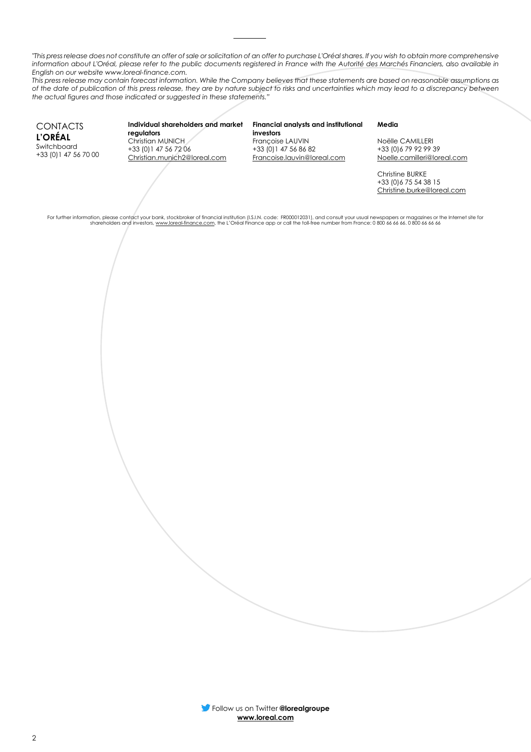*"This press release does not constitute an offer of sale or solicitation of an offer to purchase L'Oréal shares. If you wish to obtain more comprehensive information about L'Oréal, please refer to the public documents registered in France with the Autorité des Marchés Financiers, also available in English on our website www.loreal-finance.com.*
*This press release may contain forecast information. While the Company believes that these statements are based on reasonable assumptions as of the date of publication of this press release, they are by nature subject to risks and uncertainties which may lead to a discrepancy between the actual figures and those indicated or suggested in these statements."*

CONTACTS
**L'ORÉAL**
Switchboard
+33 (0)1 47 56 70 00

**Individual shareholders and market regulators**
Christian MUNICH
+33 (0)1 47 56 72 06
Christian.munich2@loreal.com

**Financial analysts and institutional investors**
Françoise LAUVIN
+33 (0)1 47 56 86 82
Francoise.lauvin@loreal.com

**Media**
Noëlle CAMILLERI
+33 (0)6 79 92 99 39
Noelle.camilleri@loreal.com

Christine BURKE
+33 (0)6 75 54 38 15
Christine.burke@loreal.com

For further information, please contact your bank, stockbroker of financial institution (I.S.I.N. code: FR0000120321), and consult your usual newspapers or magazines or the Internet site for shareholders and investors, www.loreal-finance.com, the L'Oréal Finance app or call the toll-free number from France: 0 800 66 66 66.

Follow us on Twitter **@lorealgroupe**
**www.loreal.com**